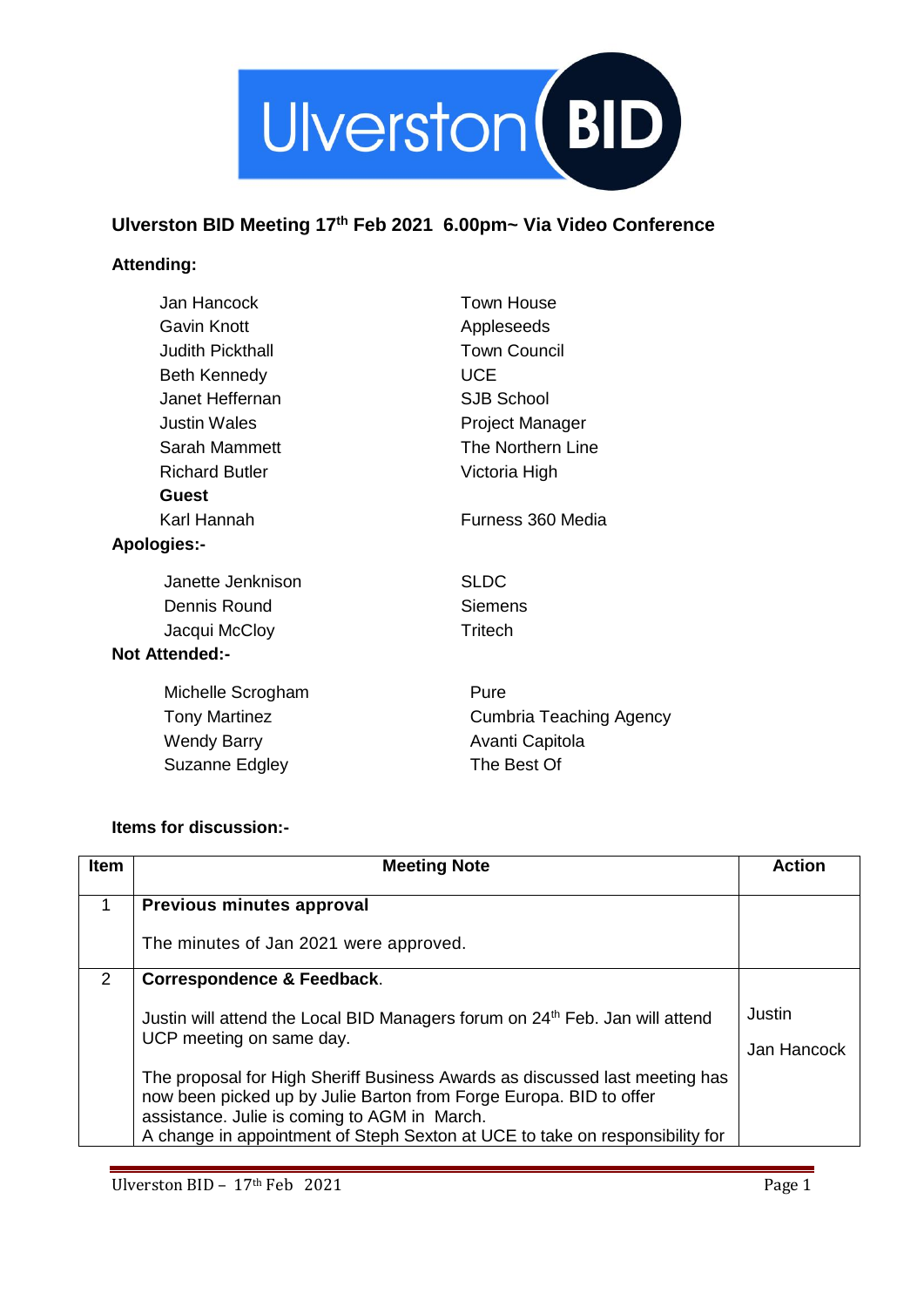## Ulverston BID Meeting 17th Feb 2021 6.00pm~ Via Video Conference

**Attending:**

| | |
|---|---|
| Jan Hancock | Town House |
| Gavin Knott | Appleseeds |
| Judith Pickthall | Town Council |
| Beth Kennedy | UCE |
| Janet Heffernan | SJB School |
| Justin Wales | Project Manager |
| Sarah Mammett | The Northern Line |
| Richard Butler | Victoria High |
| **Guest** | |
| Karl Hannah | Furness 360 Media |

**Apologies:-**

| | |
|---|---|
| Janette Jenknison | SLDC |
| Dennis Round | Siemens |
| Jacqui McCloy | Tritech |

**Not Attended:-**

| | |
|---|---|
| Michelle Scrogham | Pure |
| Tony Martinez | Cumbria Teaching Agency |
| Wendy Barry | Avanti Capitola |
| Suzanne Edgley | The Best Of |

**Items for discussion:-**

| Item | Meeting Note | Action |
|---|---|---|
| 1 | **Previous minutes approval**<br><br>The minutes of Jan 2021 were approved. | |
| 2 | **Correspondence & Feedback**.<br><br>Justin will attend the Local BID Managers forum on 24th Feb. Jan will attend UCP meeting on same day.<br><br>The proposal for High Sheriff Business Awards as discussed last meeting has now been picked up by Julie Barton from Forge Europa. BID to offer assistance. Julie is coming to AGM in March.<br>A change in appointment of Steph Sexton at UCE to take on responsibility for | Justin<br><br>Jan Hancock |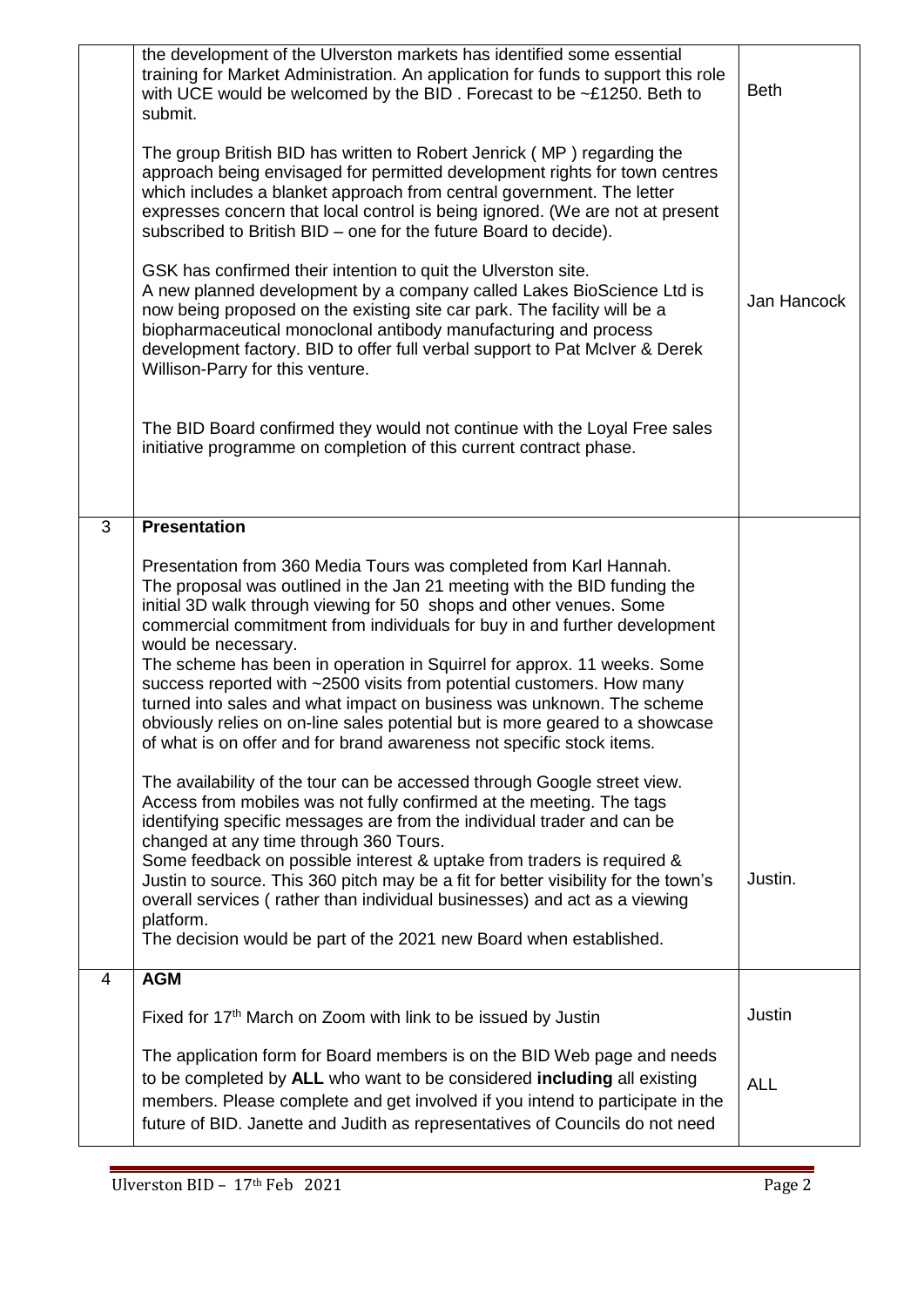| | | |
|---|---|---|
| | the development of the Ulverston markets has identified some essential training for Market Administration. An application for funds to support this role with UCE would be welcomed by the BID . Forecast to be ~£1250. Beth to submit.<br><br>The group British BID has written to Robert Jenrick ( MP ) regarding the approach being envisaged for permitted development rights for town centres which includes a blanket approach from central government. The letter expresses concern that local control is being ignored. (We are not at present subscribed to British BID – one for the future Board to decide).<br><br>GSK has confirmed their intention to quit the Ulverston site.<br>A new planned development by a company called Lakes BioScience Ltd is now being proposed on the existing site car park. The facility will be a biopharmaceutical monoclonal antibody manufacturing and process development factory. BID to offer full verbal support to Pat McIver & Derek Willison-Parry for this venture.<br><br>The BID Board confirmed they would not continue with the Loyal Free sales initiative programme on completion of this current contract phase. | Beth<br><br><br><br><br><br><br>Jan Hancock |
| 3 | **Presentation**<br><br>Presentation from 360 Media Tours was completed from Karl Hannah. The proposal was outlined in the Jan 21 meeting with the BID funding the initial 3D walk through viewing for 50 shops and other venues. Some commercial commitment from individuals for buy in and further development would be necessary.<br>The scheme has been in operation in Squirrel for approx. 11 weeks. Some success reported with ~2500 visits from potential customers. How many turned into sales and what impact on business was unknown. The scheme obviously relies on on-line sales potential but is more geared to a showcase of what is on offer and for brand awareness not specific stock items.<br><br>The availability of the tour can be accessed through Google street view. Access from mobiles was not fully confirmed at the meeting. The tags identifying specific messages are from the individual trader and can be changed at any time through 360 Tours.<br>Some feedback on possible interest & uptake from traders is required & Justin to source. This 360 pitch may be a fit for better visibility for the town's overall services ( rather than individual businesses) and act as a viewing platform.<br>The decision would be part of the 2021 new Board when established. | <br><br><br><br><br><br><br><br><br><br><br><br>Justin. |
| 4 | **AGM**<br><br>Fixed for 17th March on Zoom with link to be issued by Justin<br><br>The application form for Board members is on the BID Web page and needs to be completed by **ALL** who want to be considered **including** all existing members. Please complete and get involved if you intend to participate in the future of BID. Janette and Judith as representatives of Councils do not need | <br><br>Justin<br><br>ALL |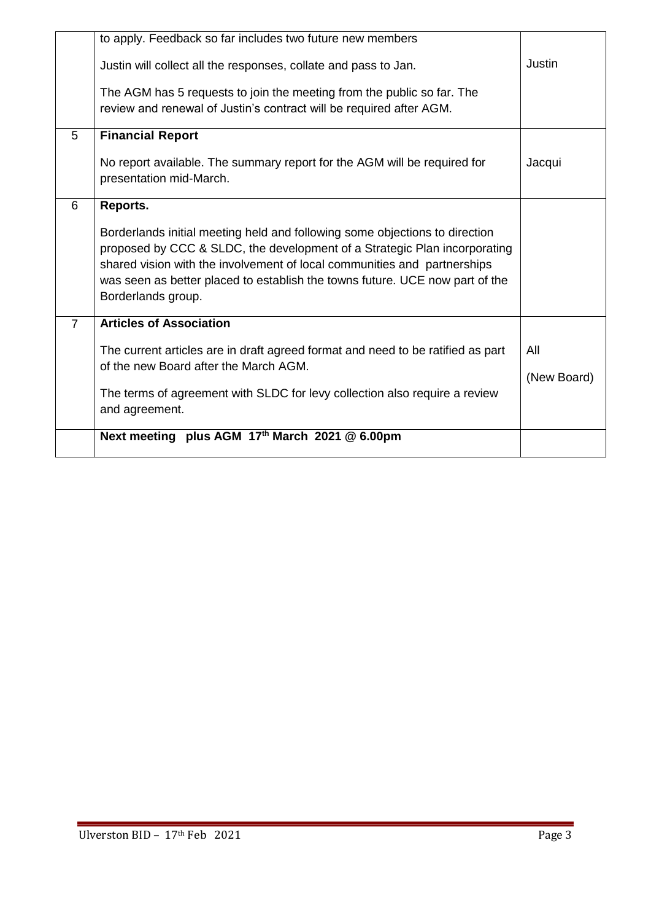| | | |
|---|---|---|
| | to apply. Feedback so far includes two future new members<br><br>Justin will collect all the responses, collate and pass to Jan.<br><br>The AGM has 5 requests to join the meeting from the public so far. The review and renewal of Justin's contract will be required after AGM. | Justin |
| 5 | **Financial Report**<br><br>No report available. The summary report for the AGM will be required for presentation mid-March. | Jacqui |
| 6 | **Reports.**<br><br>Borderlands initial meeting held and following some objections to direction proposed by CCC & SLDC, the development of a Strategic Plan incorporating shared vision with the involvement of local communities and partnerships was seen as better placed to establish the towns future. UCE now part of the Borderlands group. | |
| 7 | **Articles of Association**<br><br>The current articles are in draft agreed format and need to be ratified as part of the new Board after the March AGM.<br><br>The terms of agreement with SLDC for levy collection also require a review and agreement. | All<br><br>(New Board) |
| | **Next meeting plus AGM 17th March 2021 @ 6.00pm** | |